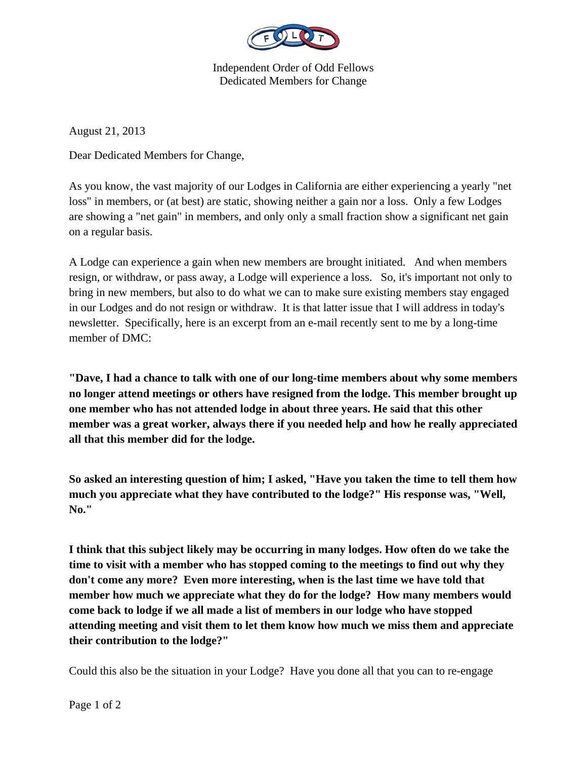Independent Order of Odd Fellows
Dedicated Members for Change

August 21, 2013

Dear Dedicated Members for Change,

As you know, the vast majority of our Lodges in California are either experiencing a yearly "net loss" in members, or (at best) are static, showing neither a gain nor a loss. Only a few Lodges are showing a "net gain" in members, and only only a small fraction show a significant net gain on a regular basis.

A Lodge can experience a gain when new members are brought initiated. And when members resign, or withdraw, or pass away, a Lodge will experience a loss. So, it's important not only to bring in new members, but also to do what we can to make sure existing members stay engaged in our Lodges and do not resign or withdraw. It is that latter issue that I will address in today's newsletter. Specifically, here is an excerpt from an e-mail recently sent to me by a long-time member of DMC:

**"Dave, I had a chance to talk with one of our long-time members about why some members no longer attend meetings or others have resigned from the lodge. This member brought up one member who has not attended lodge in about three years. He said that this other member was a great worker, always there if you needed help and how he really appreciated all that this member did for the lodge.**

**So asked an interesting question of him; I asked, "Have you taken the time to tell them how much you appreciate what they have contributed to the lodge?" His response was, "Well, No."**

**I think that this subject likely may be occurring in many lodges. How often do we take the time to visit with a member who has stopped coming to the meetings to find out why they don't come any more? Even more interesting, when is the last time we have told that member how much we appreciate what they do for the lodge? How many members would come back to lodge if we all made a list of members in our lodge who have stopped attending meeting and visit them to let them know how much we miss them and appreciate their contribution to the lodge?"**

Could this also be the situation in your Lodge? Have you done all that you can to re-engage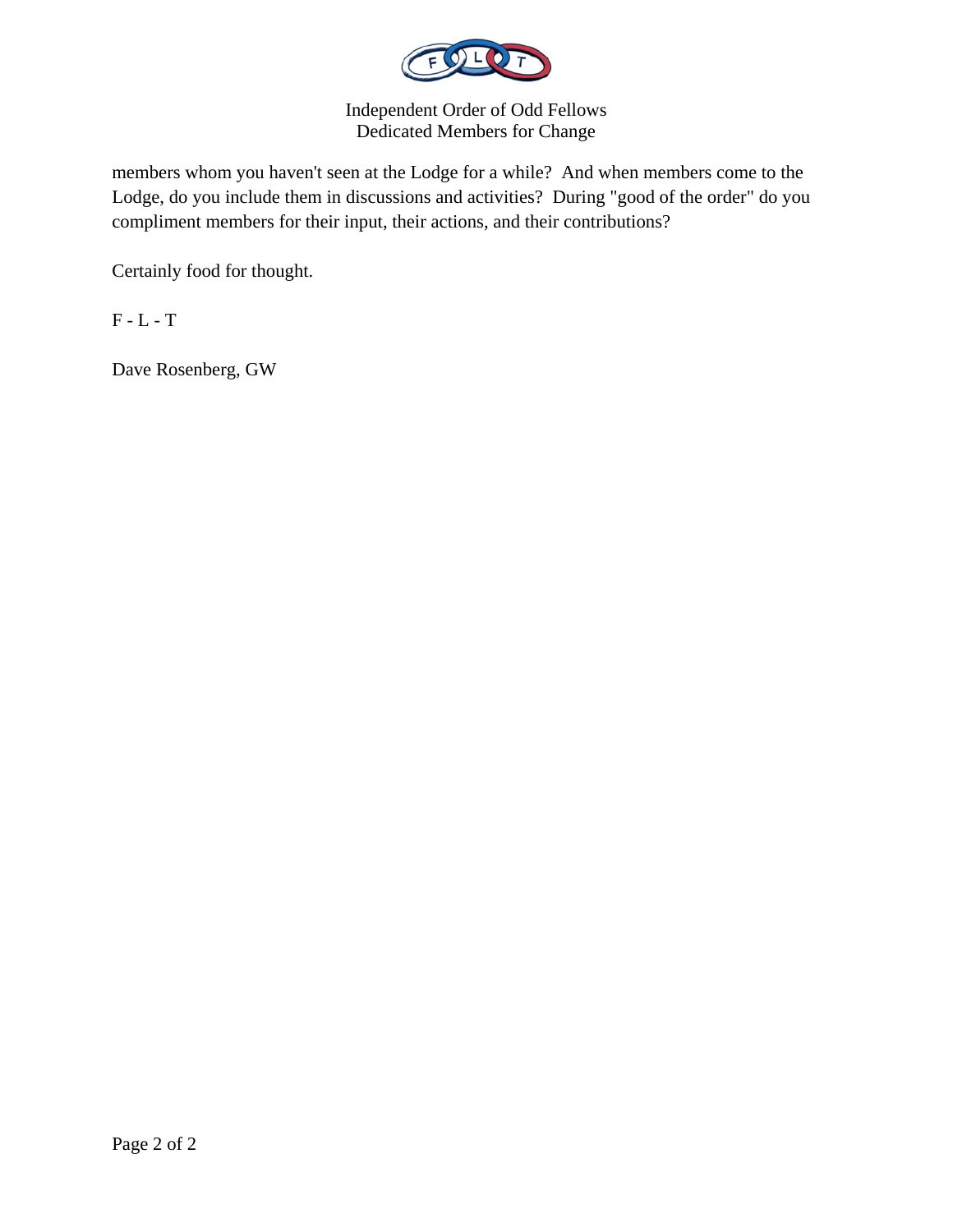members whom you haven't seen at the Lodge for a while? And when members come to the Lodge, do you include them in discussions and activities? During "good of the order" do you compliment members for their input, their actions, and their contributions?

Certainly food for thought.

F - L - T

Dave Rosenberg, GW